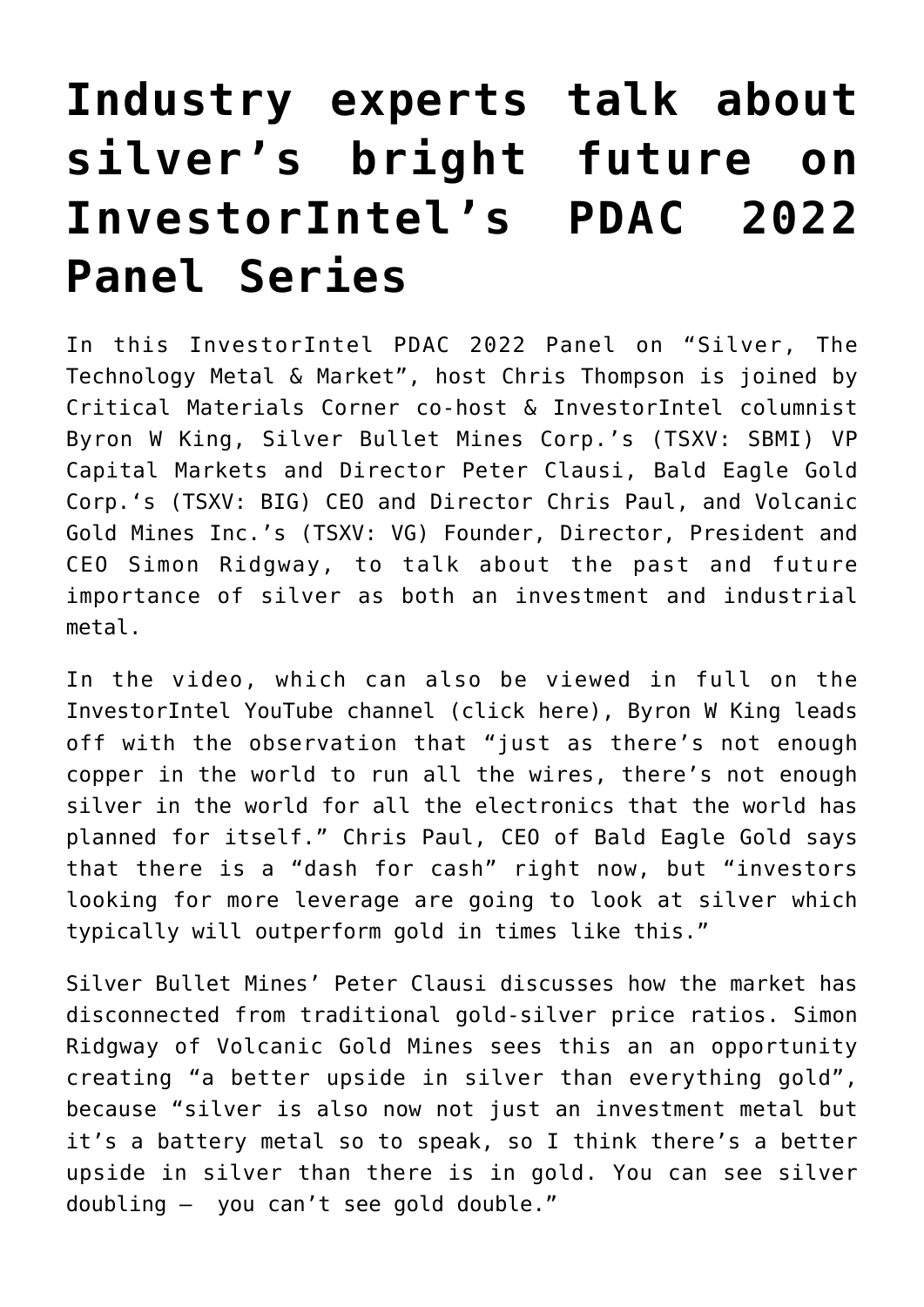# Industry experts talk about silver's bright future on InvestorIntel's PDAC 2022 Panel Series

In this InvestorIntel PDAC 2022 Panel on "Silver, The Technology Metal & Market", host Chris Thompson is joined by Critical Materials Corner co-host & InvestorIntel columnist Byron W King, Silver Bullet Mines Corp.'s (TSXV: SBMI) VP Capital Markets and Director Peter Clausi, Bald Eagle Gold Corp.'s (TSXV: BIG) CEO and Director Chris Paul, and Volcanic Gold Mines Inc.'s (TSXV: VG) Founder, Director, President and CEO Simon Ridgway, to talk about the past and future importance of silver as both an investment and industrial metal.

In the video, which can also be viewed in full on the InvestorIntel YouTube channel (click here), Byron W King leads off with the observation that "just as there's not enough copper in the world to run all the wires, there's not enough silver in the world for all the electronics that the world has planned for itself." Chris Paul, CEO of Bald Eagle Gold says that there is a "dash for cash" right now, but "investors looking for more leverage are going to look at silver which typically will outperform gold in times like this."

Silver Bullet Mines' Peter Clausi discusses how the market has disconnected from traditional gold-silver price ratios. Simon Ridgway of Volcanic Gold Mines sees this an an opportunity creating "a better upside in silver than everything gold", because "silver is also now not just an investment metal but it's a battery metal so to speak, so I think there's a better upside in silver than there is in gold. You can see silver doubling – you can't see gold double."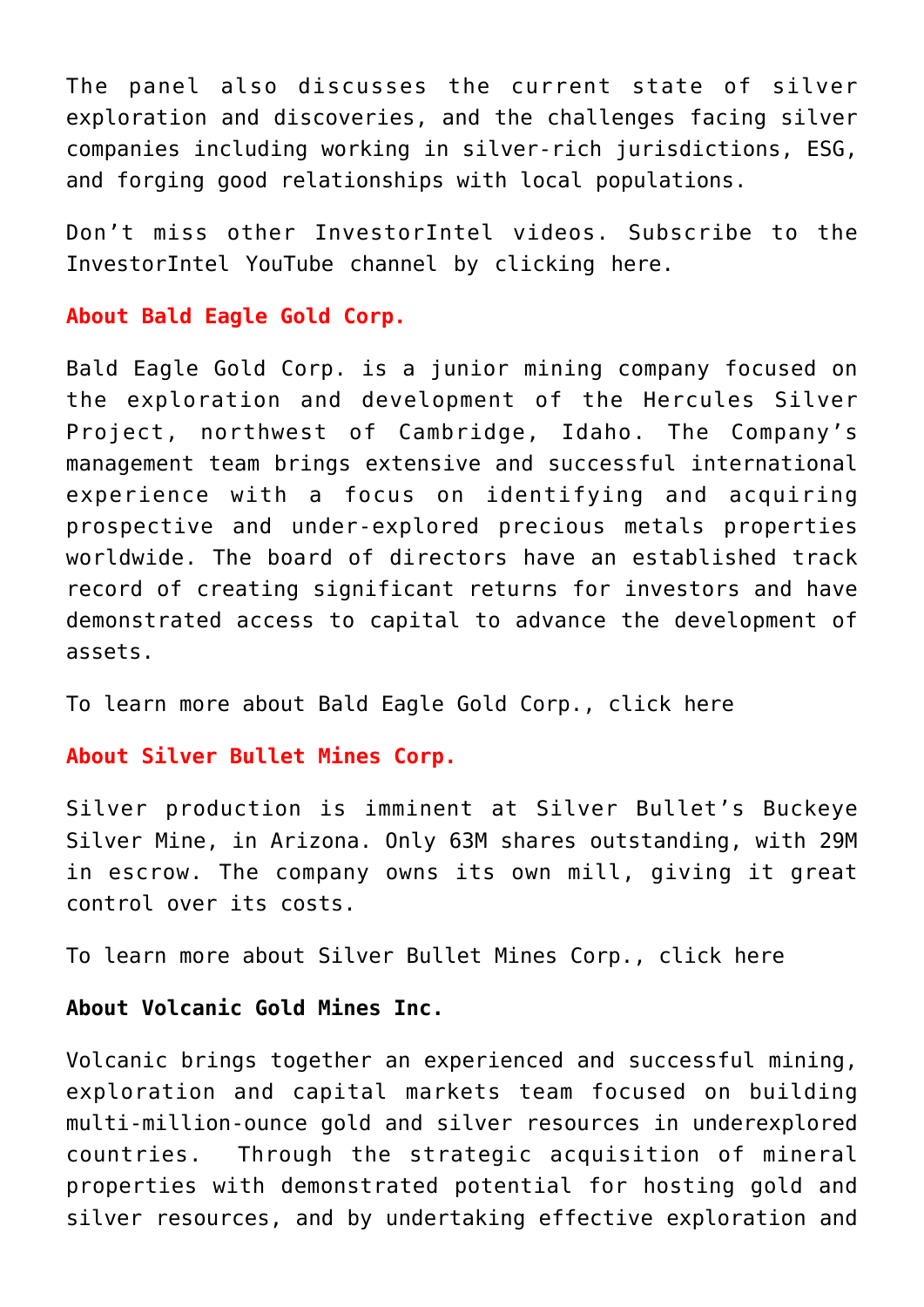The panel also discusses the current state of silver exploration and discoveries, and the challenges facing silver companies including working in silver-rich jurisdictions, ESG, and forging good relationships with local populations.

Don't miss other InvestorIntel videos. Subscribe to the InvestorIntel YouTube channel by clicking here.

**About Bald Eagle Gold Corp.**

Bald Eagle Gold Corp. is a junior mining company focused on the exploration and development of the Hercules Silver Project, northwest of Cambridge, Idaho. The Company's management team brings extensive and successful international experience with a focus on identifying and acquiring prospective and under-explored precious metals properties worldwide. The board of directors have an established track record of creating significant returns for investors and have demonstrated access to capital to advance the development of assets.

To learn more about Bald Eagle Gold Corp., click here

**About Silver Bullet Mines Corp.**

Silver production is imminent at Silver Bullet's Buckeye Silver Mine, in Arizona. Only 63M shares outstanding, with 29M in escrow. The company owns its own mill, giving it great control over its costs.

To learn more about Silver Bullet Mines Corp., click here

**About Volcanic Gold Mines Inc.**

Volcanic brings together an experienced and successful mining, exploration and capital markets team focused on building multi-million-ounce gold and silver resources in underexplored countries. Through the strategic acquisition of mineral properties with demonstrated potential for hosting gold and silver resources, and by undertaking effective exploration and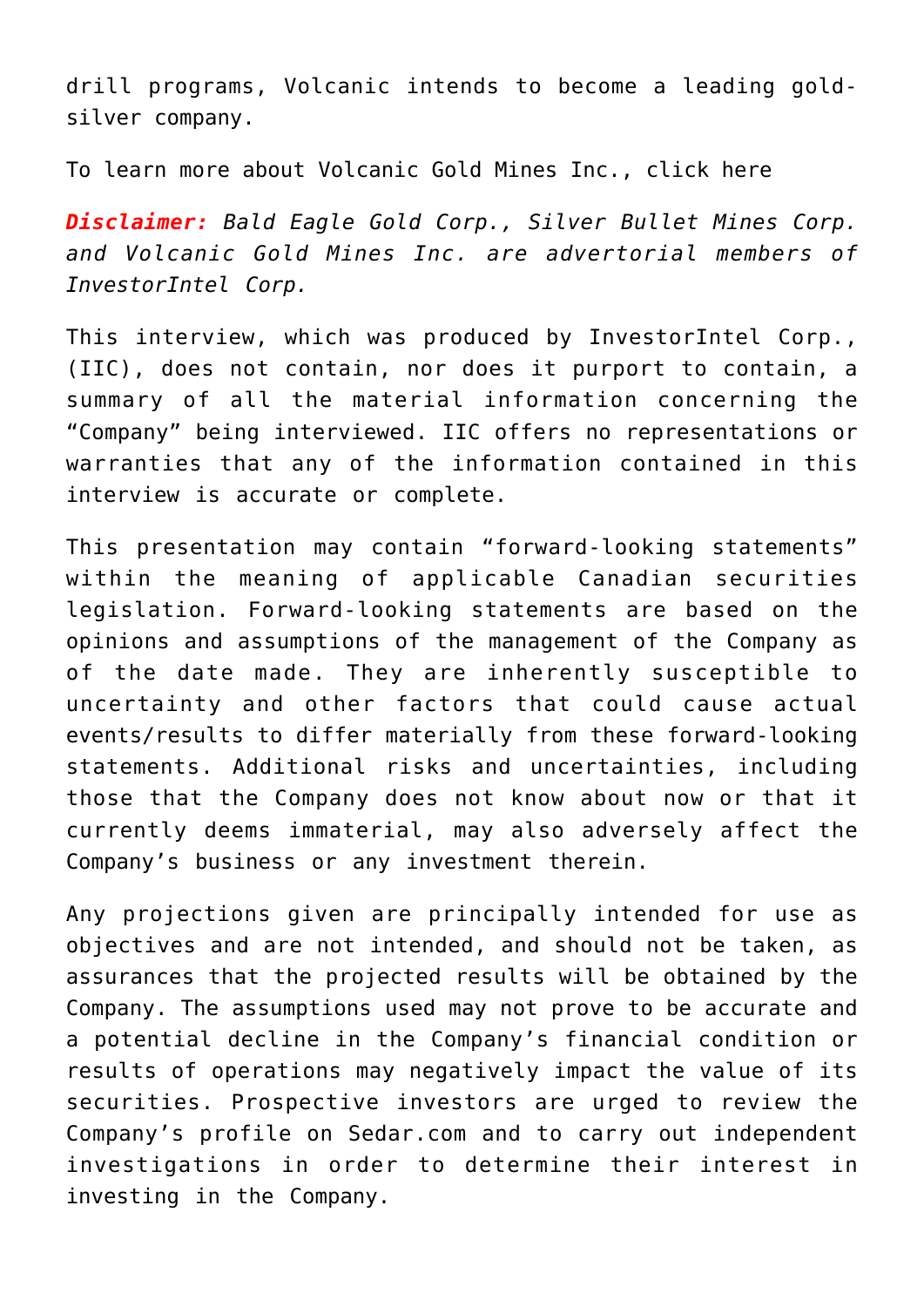drill programs, Volcanic intends to become a leading gold-silver company.

To learn more about Volcanic Gold Mines Inc., click here

***Disclaimer:*** *Bald Eagle Gold Corp., Silver Bullet Mines Corp. and Volcanic Gold Mines Inc. are advertorial members of InvestorIntel Corp.*

This interview, which was produced by InvestorIntel Corp., (IIC), does not contain, nor does it purport to contain, a summary of all the material information concerning the "Company" being interviewed. IIC offers no representations or warranties that any of the information contained in this interview is accurate or complete.

This presentation may contain "forward-looking statements" within the meaning of applicable Canadian securities legislation. Forward-looking statements are based on the opinions and assumptions of the management of the Company as of the date made. They are inherently susceptible to uncertainty and other factors that could cause actual events/results to differ materially from these forward-looking statements. Additional risks and uncertainties, including those that the Company does not know about now or that it currently deems immaterial, may also adversely affect the Company's business or any investment therein.

Any projections given are principally intended for use as objectives and are not intended, and should not be taken, as assurances that the projected results will be obtained by the Company. The assumptions used may not prove to be accurate and a potential decline in the Company's financial condition or results of operations may negatively impact the value of its securities. Prospective investors are urged to review the Company's profile on Sedar.com and to carry out independent investigations in order to determine their interest in investing in the Company.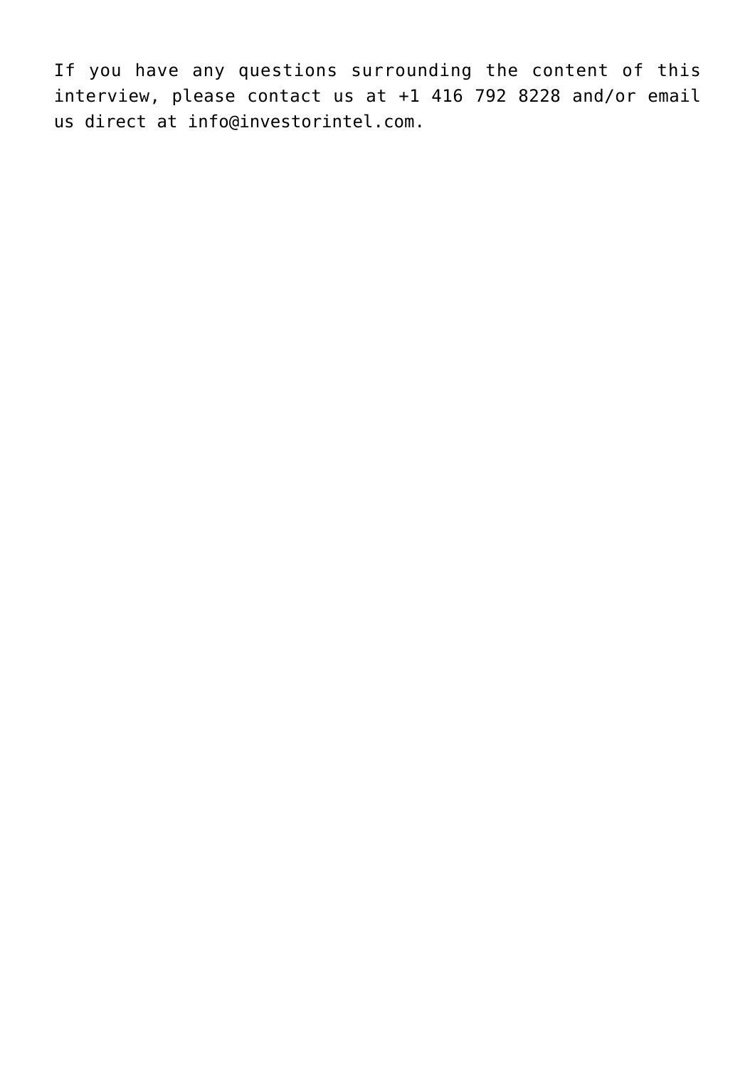If you have any questions surrounding the content of this interview, please contact us at +1 416 792 8228 and/or email us direct at info@investorintel.com.